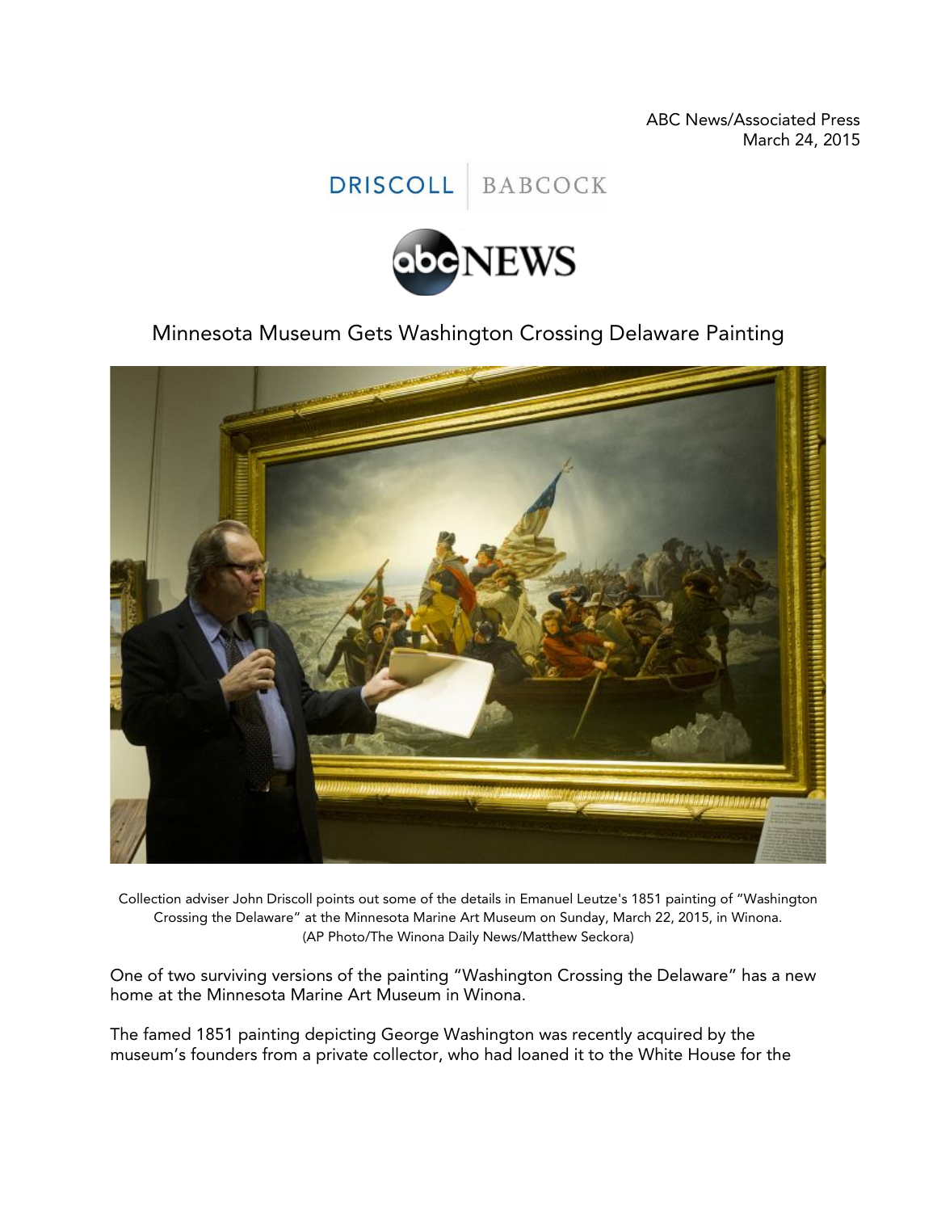ABC News/Associated Press
March 24, 2015

DRISCOLL | BABCOCK

abcNEWS

# Minnesota Museum Gets Washington Crossing Delaware Painting

Collection adviser John Driscoll points out some of the details in Emanuel Leutze's 1851 painting of "Washington Crossing the Delaware" at the Minnesota Marine Art Museum on Sunday, March 22, 2015, in Winona. (AP Photo/The Winona Daily News/Matthew Seckora)

One of two surviving versions of the painting "Washington Crossing the Delaware" has a new home at the Minnesota Marine Art Museum in Winona.

The famed 1851 painting depicting George Washington was recently acquired by the museum's founders from a private collector, who had loaned it to the White House for the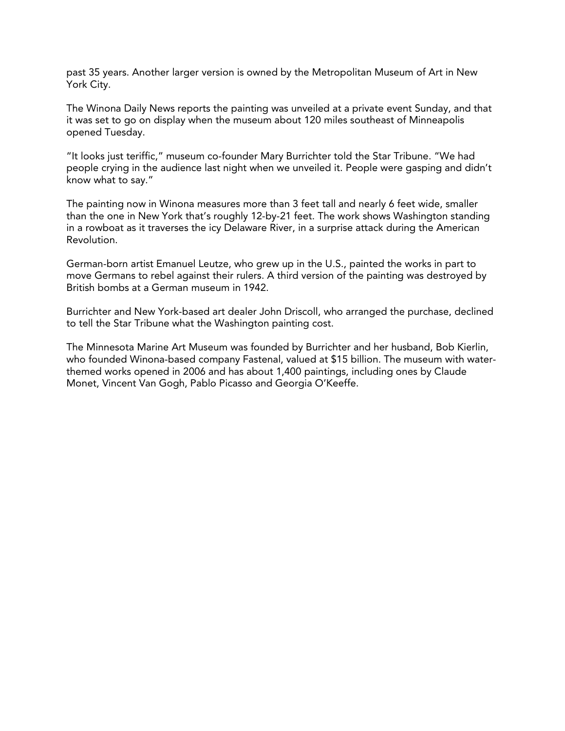past 35 years. Another larger version is owned by the Metropolitan Museum of Art in New York City.

The Winona Daily News reports the painting was unveiled at a private event Sunday, and that it was set to go on display when the museum about 120 miles southeast of Minneapolis opened Tuesday.

"It looks just teriffic," museum co-founder Mary Burrichter told the Star Tribune. "We had people crying in the audience last night when we unveiled it. People were gasping and didn't know what to say."

The painting now in Winona measures more than 3 feet tall and nearly 6 feet wide, smaller than the one in New York that's roughly 12-by-21 feet. The work shows Washington standing in a rowboat as it traverses the icy Delaware River, in a surprise attack during the American Revolution.

German-born artist Emanuel Leutze, who grew up in the U.S., painted the works in part to move Germans to rebel against their rulers. A third version of the painting was destroyed by British bombs at a German museum in 1942.

Burrichter and New York-based art dealer John Driscoll, who arranged the purchase, declined to tell the Star Tribune what the Washington painting cost.

The Minnesota Marine Art Museum was founded by Burrichter and her husband, Bob Kierlin, who founded Winona-based company Fastenal, valued at $15 billion. The museum with water-themed works opened in 2006 and has about 1,400 paintings, including ones by Claude Monet, Vincent Van Gogh, Pablo Picasso and Georgia O'Keeffe.